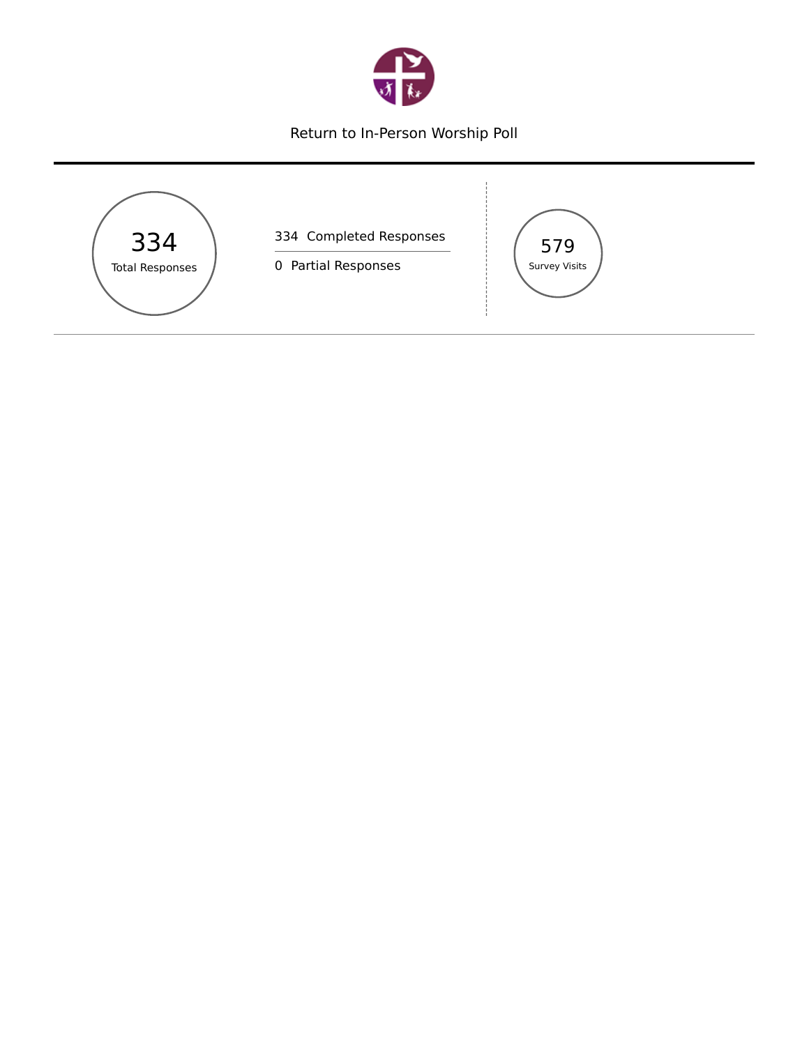# Return to In-Person Worship Poll

**334**
Total Responses

334 Completed Responses

0 Partial Responses

**579**
Survey Visits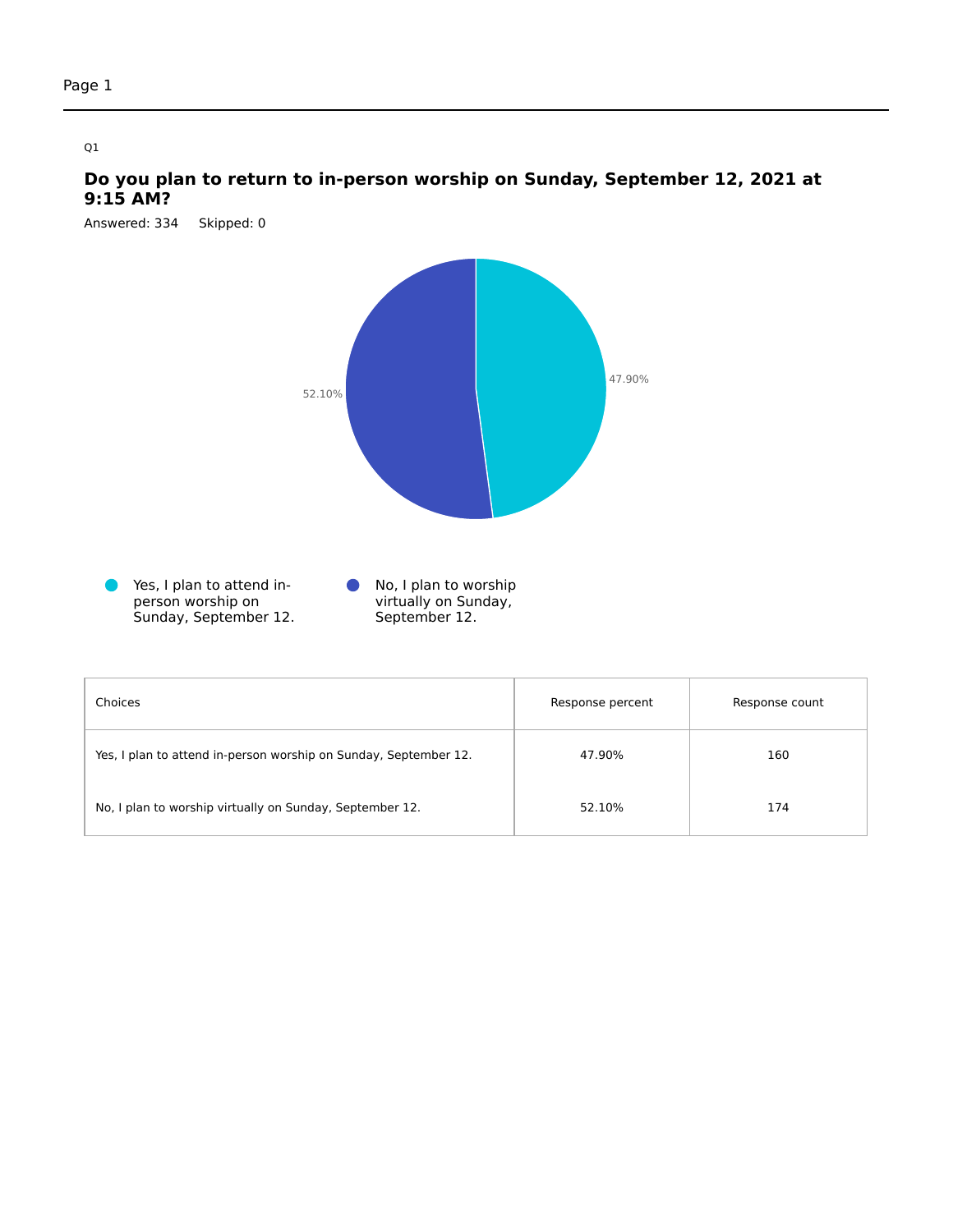Q1

## Do you plan to return to in-person worship on Sunday, September 12, 2021 at 9:15 AM?

Answered: 334 Skipped: 0

52.10%

47.90%

Yes, I plan to attend in-person worship on Sunday, September 12.

No, I plan to worship virtually on Sunday, September 12.

| Choices | Response percent | Response count |
| --- | --- | --- |
| Yes, I plan to attend in-person worship on Sunday, September 12. | 47.90% | 160 |
| No, I plan to worship virtually on Sunday, September 12. | 52.10% | 174 |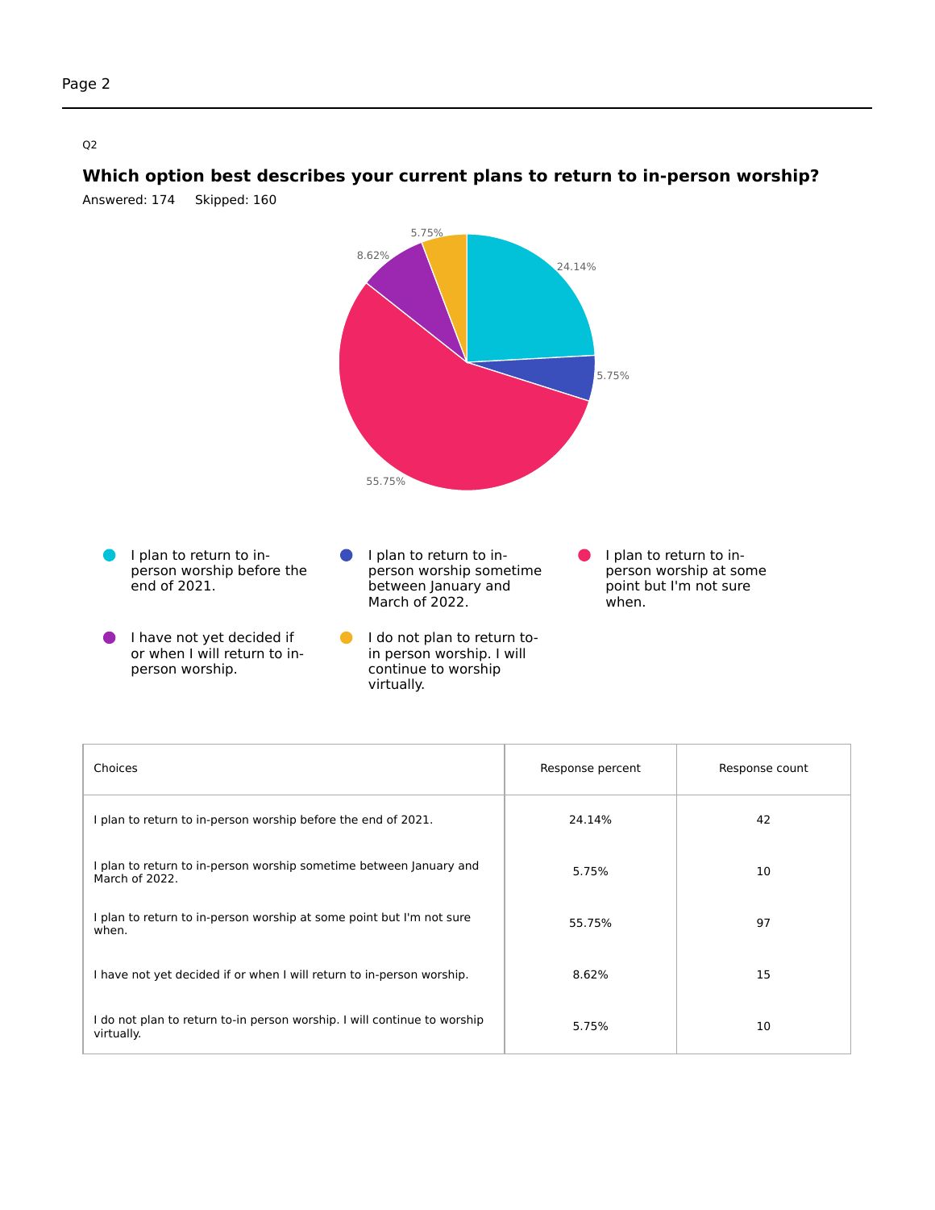Q2

## Which option best describes your current plans to return to in-person worship?

Answered: 174    Skipped: 160

| Choices | Response percent | Response count |
| --- | --- | --- |
| I plan to return to in-person worship before the end of 2021. | 24.14% | 42 |
| I plan to return to in-person worship sometime between January and March of 2022. | 5.75% | 10 |
| I plan to return to in-person worship at some point but I'm not sure when. | 55.75% | 97 |
| I have not yet decided if or when I will return to in-person worship. | 8.62% | 15 |
| I do not plan to return to-in person worship. I will continue to worship virtually. | 5.75% | 10 |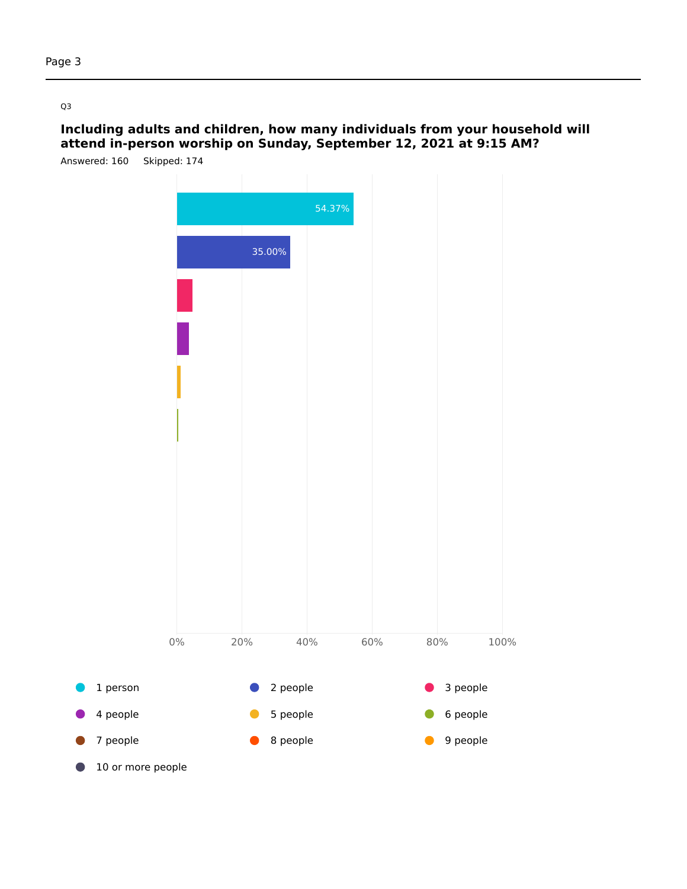Q3

## Including adults and children, how many individuals from your household will attend in-person worship on Sunday, September 12, 2021 at 9:15 AM?

Answered: 160 Skipped: 174

54.37%

35.00%

0% 20% 40% 60% 80% 100%

- 1 person
- 2 people
- 3 people
- 4 people
- 5 people
- 6 people
- 7 people
- 8 people
- 9 people
- 10 or more people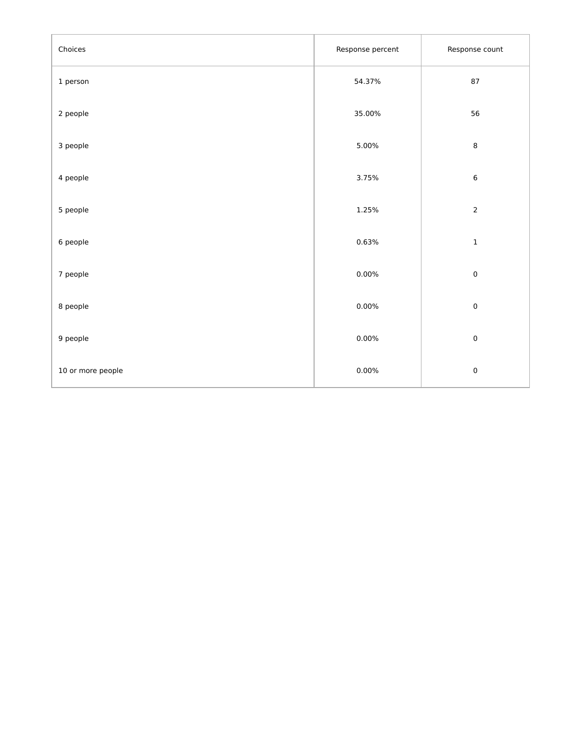| Choices | Response percent | Response count |
|---|---|---|
| 1 person | 54.37% | 87 |
| 2 people | 35.00% | 56 |
| 3 people | 5.00% | 8 |
| 4 people | 3.75% | 6 |
| 5 people | 1.25% | 2 |
| 6 people | 0.63% | 1 |
| 7 people | 0.00% | 0 |
| 8 people | 0.00% | 0 |
| 9 people | 0.00% | 0 |
| 10 or more people | 0.00% | 0 |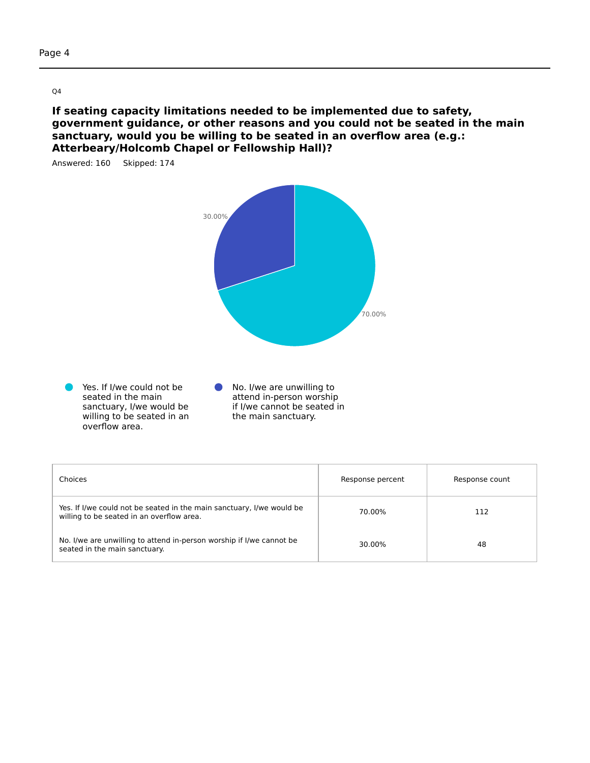Q4

## If seating capacity limitations needed to be implemented due to safety, government guidance, or other reasons and you could not be seated in the main sanctuary, would you be willing to be seated in an overflow area (e.g.: Atterbeary/Holcomb Chapel or Fellowship Hall)?

Answered: 160 Skipped: 174

30.00%

70.00%

- Yes. If I/we could not be seated in the main sanctuary, I/we would be willing to be seated in an overflow area.
- No. I/we are unwilling to attend in-person worship if I/we cannot be seated in the main sanctuary.

| Choices | Response percent | Response count |
|---|---|---|
| Yes. If I/we could not be seated in the main sanctuary, I/we would be willing to be seated in an overflow area. | 70.00% | 112 |
| No. I/we are unwilling to attend in-person worship if I/we cannot be seated in the main sanctuary. | 30.00% | 48 |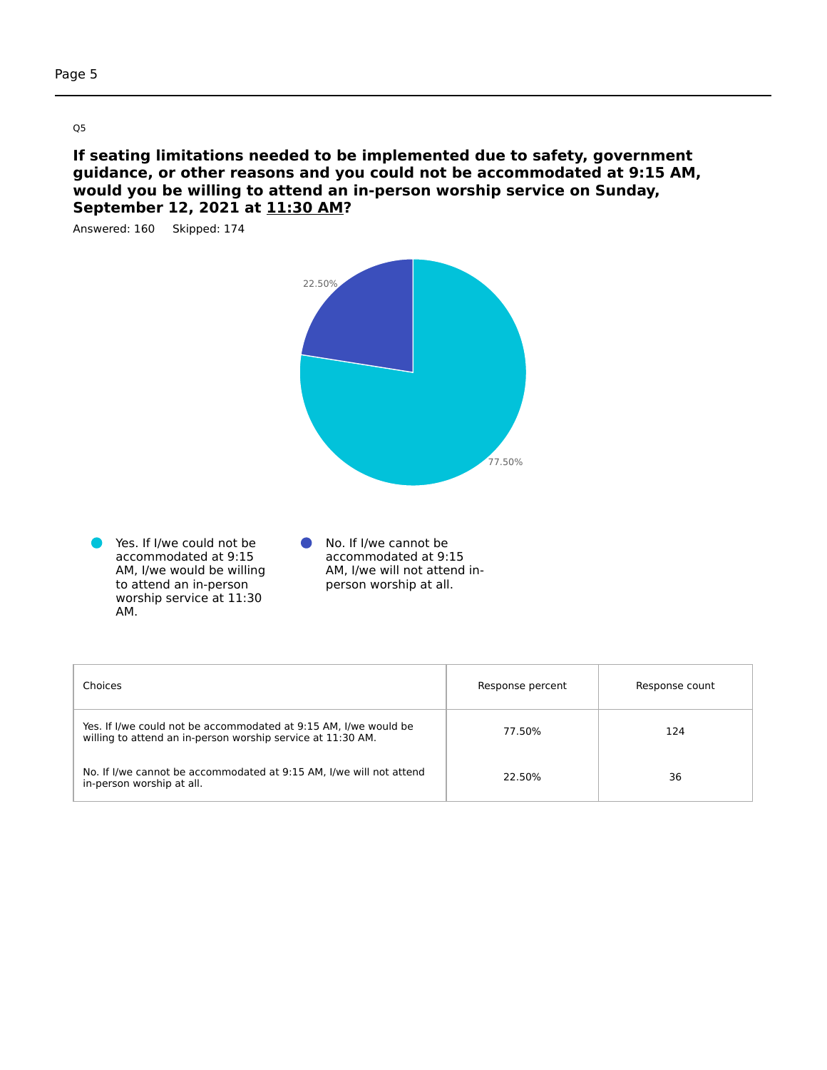Q5

## If seating limitations needed to be implemented due to safety, government guidance, or other reasons and you could not be accommodated at 9:15 AM, would you be willing to attend an in-person worship service on Sunday, September 12, 2021 at 11:30 AM?

Answered: 160    Skipped: 174

22.50%

77.50%

- Yes. If I/we could not be accommodated at 9:15 AM, I/we would be willing to attend an in-person worship service at 11:30 AM.
- No. If I/we cannot be accommodated at 9:15 AM, I/we will not attend in-person worship at all.

| Choices | Response percent | Response count |
| --- | --- | --- |
| Yes. If I/we could not be accommodated at 9:15 AM, I/we would be willing to attend an in-person worship service at 11:30 AM. | 77.50% | 124 |
| No. If I/we cannot be accommodated at 9:15 AM, I/we will not attend in-person worship at all. | 22.50% | 36 |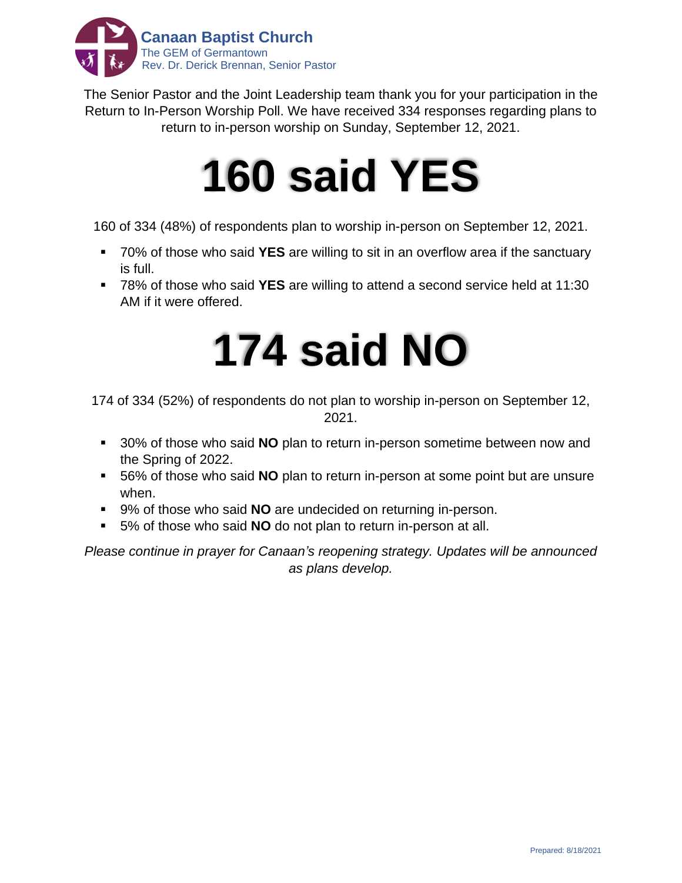**Canaan Baptist Church**
The GEM of Germantown
Rev. Dr. Derick Brennan, Senior Pastor

The Senior Pastor and the Joint Leadership team thank you for your participation in the Return to In-Person Worship Poll. We have received 334 responses regarding plans to return to in-person worship on Sunday, September 12, 2021.

# 160 said YES

160 of 334 (48%) of respondents plan to worship in-person on September 12, 2021.

- 70% of those who said **YES** are willing to sit in an overflow area if the sanctuary is full.
- 78% of those who said **YES** are willing to attend a second service held at 11:30 AM if it were offered.

# 174 said NO

174 of 334 (52%) of respondents do not plan to worship in-person on September 12, 2021.

- 30% of those who said **NO** plan to return in-person sometime between now and the Spring of 2022.
- 56% of those who said **NO** plan to return in-person at some point but are unsure when.
- 9% of those who said **NO** are undecided on returning in-person.
- 5% of those who said **NO** do not plan to return in-person at all.

*Please continue in prayer for Canaan's reopening strategy. Updates will be announced as plans develop.*

Prepared: 8/18/2021